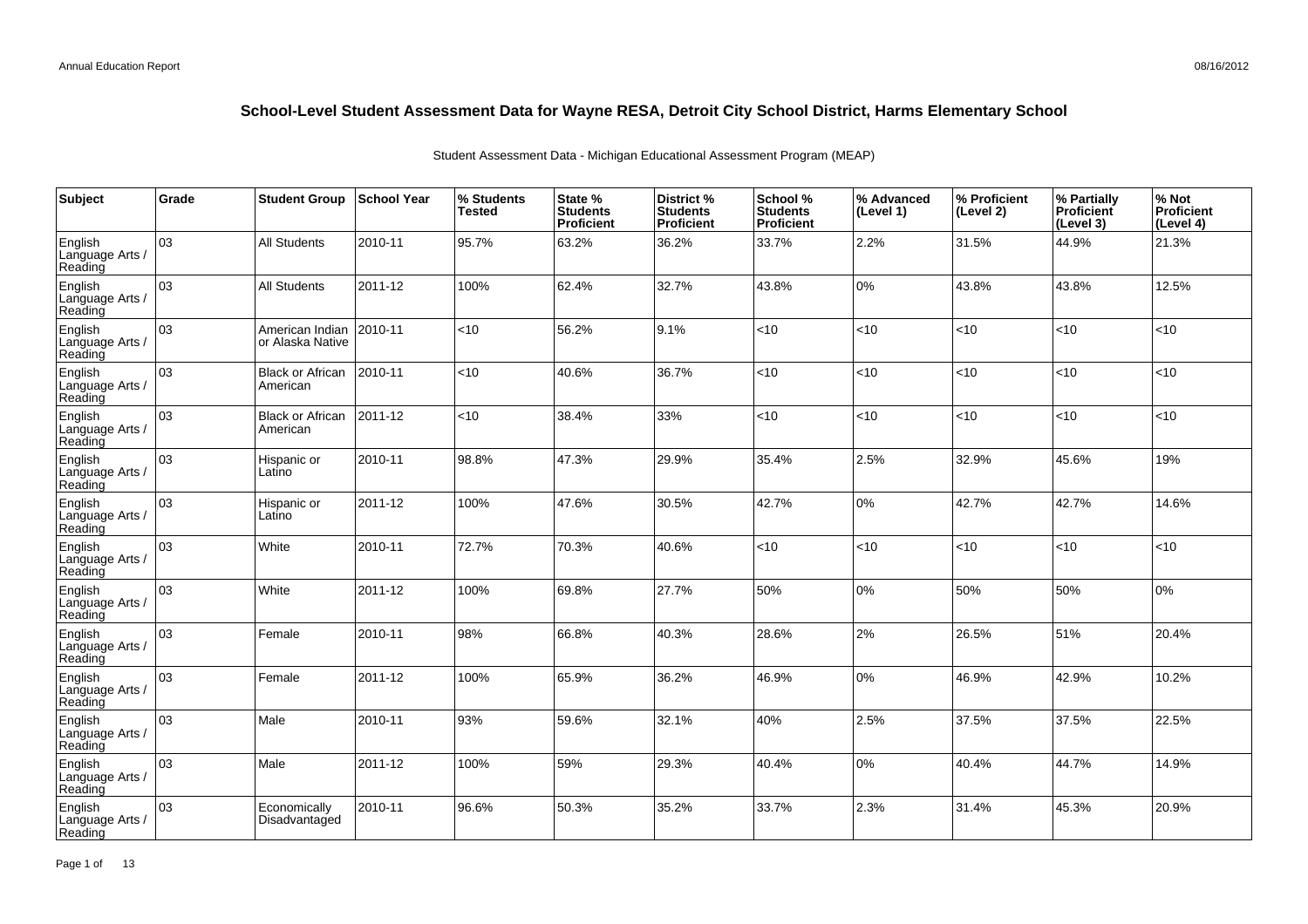# School-Level Student Assessment Data for Wayne RESA, Detroit City School District, Harms Elementary School

Student Assessment Data - Michigan Educational Assessment Program (MEAP)

| Subject | Grade | Student Group | School Year | % Students Tested | State % Students Proficient | District % Students Proficient | School % Students Proficient | % Advanced (Level 1) | % Proficient (Level 2) | % Partially Proficient (Level 3) | % Not Proficient (Level 4) |
|---|---|---|---|---|---|---|---|---|---|---|---|
| English Language Arts / Reading | 03 | All Students | 2010-11 | 95.7% | 63.2% | 36.2% | 33.7% | 2.2% | 31.5% | 44.9% | 21.3% |
| English Language Arts / Reading | 03 | All Students | 2011-12 | 100% | 62.4% | 32.7% | 43.8% | 0% | 43.8% | 43.8% | 12.5% |
| English Language Arts / Reading | 03 | American Indian or Alaska Native | 2010-11 | <10 | 56.2% | 9.1% | <10 | <10 | <10 | <10 | <10 |
| English Language Arts / Reading | 03 | Black or African American | 2010-11 | <10 | 40.6% | 36.7% | <10 | <10 | <10 | <10 | <10 |
| English Language Arts / Reading | 03 | Black or African American | 2011-12 | <10 | 38.4% | 33% | <10 | <10 | <10 | <10 | <10 |
| English Language Arts / Reading | 03 | Hispanic or Latino | 2010-11 | 98.8% | 47.3% | 29.9% | 35.4% | 2.5% | 32.9% | 45.6% | 19% |
| English Language Arts / Reading | 03 | Hispanic or Latino | 2011-12 | 100% | 47.6% | 30.5% | 42.7% | 0% | 42.7% | 42.7% | 14.6% |
| English Language Arts / Reading | 03 | White | 2010-11 | 72.7% | 70.3% | 40.6% | <10 | <10 | <10 | <10 | <10 |
| English Language Arts / Reading | 03 | White | 2011-12 | 100% | 69.8% | 27.7% | 50% | 0% | 50% | 50% | 0% |
| English Language Arts / Reading | 03 | Female | 2010-11 | 98% | 66.8% | 40.3% | 28.6% | 2% | 26.5% | 51% | 20.4% |
| English Language Arts / Reading | 03 | Female | 2011-12 | 100% | 65.9% | 36.2% | 46.9% | 0% | 46.9% | 42.9% | 10.2% |
| English Language Arts / Reading | 03 | Male | 2010-11 | 93% | 59.6% | 32.1% | 40% | 2.5% | 37.5% | 37.5% | 22.5% |
| English Language Arts / Reading | 03 | Male | 2011-12 | 100% | 59% | 29.3% | 40.4% | 0% | 40.4% | 44.7% | 14.9% |
| English Language Arts / Reading | 03 | Economically Disadvantaged | 2010-11 | 96.6% | 50.3% | 35.2% | 33.7% | 2.3% | 31.4% | 45.3% | 20.9% |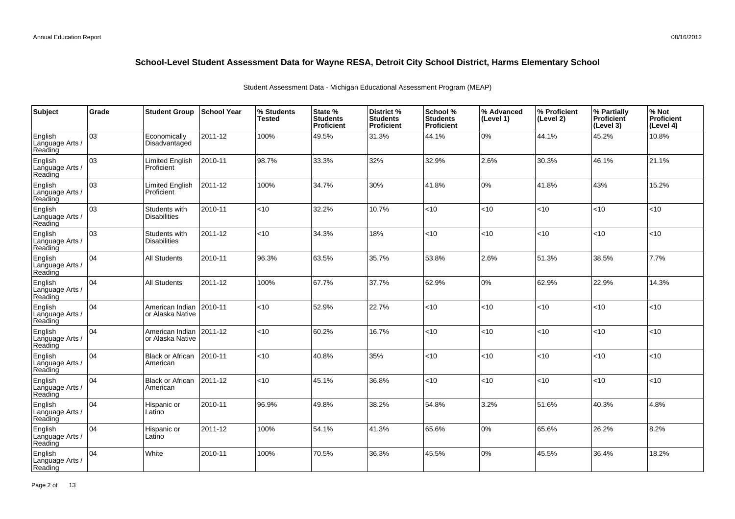## School-Level Student Assessment Data for Wayne RESA, Detroit City School District, Harms Elementary School

Student Assessment Data - Michigan Educational Assessment Program (MEAP)

| Subject | Grade | Student Group | School Year | % Students Tested | State % Students Proficient | District % Students Proficient | School % Students Proficient | % Advanced (Level 1) | % Proficient (Level 2) | % Partially Proficient (Level 3) | % Not Proficient (Level 4) |
|---|---|---|---|---|---|---|---|---|---|---|---|
| English Language Arts / Reading | 03 | Economically Disadvantaged | 2011-12 | 100% | 49.5% | 31.3% | 44.1% | 0% | 44.1% | 45.2% | 10.8% |
| English Language Arts / Reading | 03 | Limited English Proficient | 2010-11 | 98.7% | 33.3% | 32% | 32.9% | 2.6% | 30.3% | 46.1% | 21.1% |
| English Language Arts / Reading | 03 | Limited English Proficient | 2011-12 | 100% | 34.7% | 30% | 41.8% | 0% | 41.8% | 43% | 15.2% |
| English Language Arts / Reading | 03 | Students with Disabilities | 2010-11 | <10 | 32.2% | 10.7% | <10 | <10 | <10 | <10 | <10 |
| English Language Arts / Reading | 03 | Students with Disabilities | 2011-12 | <10 | 34.3% | 18% | <10 | <10 | <10 | <10 | <10 |
| English Language Arts / Reading | 04 | All Students | 2010-11 | 96.3% | 63.5% | 35.7% | 53.8% | 2.6% | 51.3% | 38.5% | 7.7% |
| English Language Arts / Reading | 04 | All Students | 2011-12 | 100% | 67.7% | 37.7% | 62.9% | 0% | 62.9% | 22.9% | 14.3% |
| English Language Arts / Reading | 04 | American Indian or Alaska Native | 2010-11 | <10 | 52.9% | 22.7% | <10 | <10 | <10 | <10 | <10 |
| English Language Arts / Reading | 04 | American Indian or Alaska Native | 2011-12 | <10 | 60.2% | 16.7% | <10 | <10 | <10 | <10 | <10 |
| English Language Arts / Reading | 04 | Black or African American | 2010-11 | <10 | 40.8% | 35% | <10 | <10 | <10 | <10 | <10 |
| English Language Arts / Reading | 04 | Black or African American | 2011-12 | <10 | 45.1% | 36.8% | <10 | <10 | <10 | <10 | <10 |
| English Language Arts / Reading | 04 | Hispanic or Latino | 2010-11 | 96.9% | 49.8% | 38.2% | 54.8% | 3.2% | 51.6% | 40.3% | 4.8% |
| English Language Arts / Reading | 04 | Hispanic or Latino | 2011-12 | 100% | 54.1% | 41.3% | 65.6% | 0% | 65.6% | 26.2% | 8.2% |
| English Language Arts / Reading | 04 | White | 2010-11 | 100% | 70.5% | 36.3% | 45.5% | 0% | 45.5% | 36.4% | 18.2% |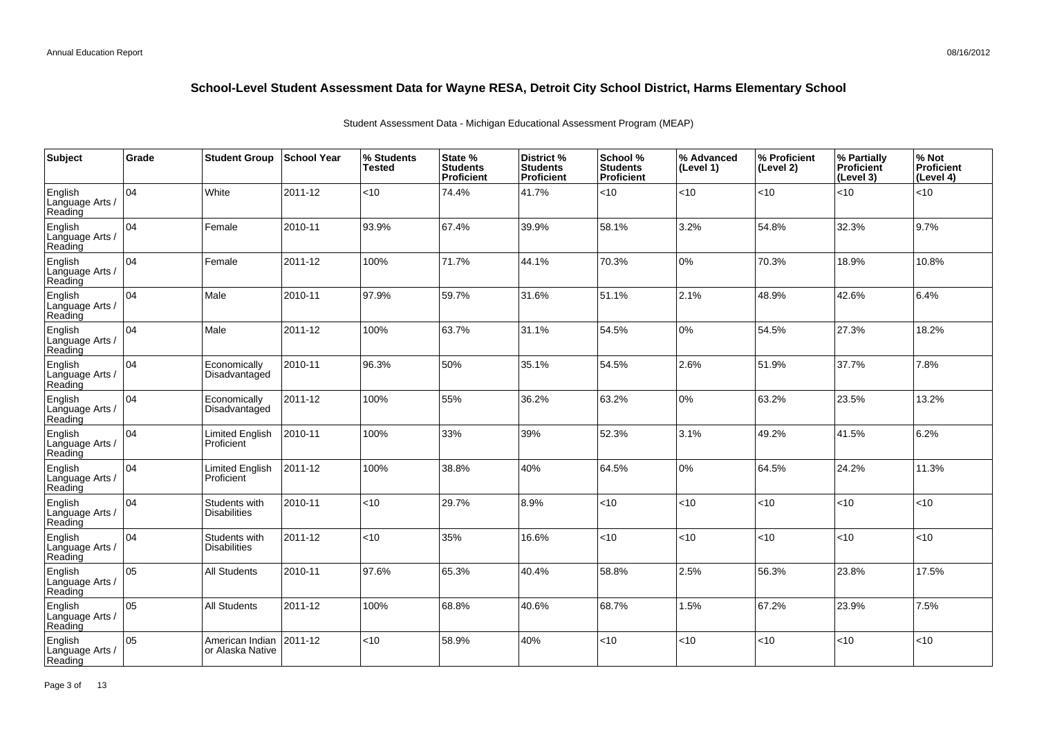## School-Level Student Assessment Data for Wayne RESA, Detroit City School District, Harms Elementary School

Student Assessment Data - Michigan Educational Assessment Program (MEAP)

| Subject | Grade | Student Group | School Year | % Students Tested | State % Students Proficient | District % Students Proficient | School % Students Proficient | % Advanced (Level 1) | % Proficient (Level 2) | % Partially Proficient (Level 3) | % Not Proficient (Level 4) |
|---|---|---|---|---|---|---|---|---|---|---|---|
| English Language Arts / Reading | 04 | White | 2011-12 | <10 | 74.4% | 41.7% | <10 | <10 | <10 | <10 | <10 |
| English Language Arts / Reading | 04 | Female | 2010-11 | 93.9% | 67.4% | 39.9% | 58.1% | 3.2% | 54.8% | 32.3% | 9.7% |
| English Language Arts / Reading | 04 | Female | 2011-12 | 100% | 71.7% | 44.1% | 70.3% | 0% | 70.3% | 18.9% | 10.8% |
| English Language Arts / Reading | 04 | Male | 2010-11 | 97.9% | 59.7% | 31.6% | 51.1% | 2.1% | 48.9% | 42.6% | 6.4% |
| English Language Arts / Reading | 04 | Male | 2011-12 | 100% | 63.7% | 31.1% | 54.5% | 0% | 54.5% | 27.3% | 18.2% |
| English Language Arts / Reading | 04 | Economically Disadvantaged | 2010-11 | 96.3% | 50% | 35.1% | 54.5% | 2.6% | 51.9% | 37.7% | 7.8% |
| English Language Arts / Reading | 04 | Economically Disadvantaged | 2011-12 | 100% | 55% | 36.2% | 63.2% | 0% | 63.2% | 23.5% | 13.2% |
| English Language Arts / Reading | 04 | Limited English Proficient | 2010-11 | 100% | 33% | 39% | 52.3% | 3.1% | 49.2% | 41.5% | 6.2% |
| English Language Arts / Reading | 04 | Limited English Proficient | 2011-12 | 100% | 38.8% | 40% | 64.5% | 0% | 64.5% | 24.2% | 11.3% |
| English Language Arts / Reading | 04 | Students with Disabilities | 2010-11 | <10 | 29.7% | 8.9% | <10 | <10 | <10 | <10 | <10 |
| English Language Arts / Reading | 04 | Students with Disabilities | 2011-12 | <10 | 35% | 16.6% | <10 | <10 | <10 | <10 | <10 |
| English Language Arts / Reading | 05 | All Students | 2010-11 | 97.6% | 65.3% | 40.4% | 58.8% | 2.5% | 56.3% | 23.8% | 17.5% |
| English Language Arts / Reading | 05 | All Students | 2011-12 | 100% | 68.8% | 40.6% | 68.7% | 1.5% | 67.2% | 23.9% | 7.5% |
| English Language Arts / Reading | 05 | American Indian or Alaska Native | 2011-12 | <10 | 58.9% | 40% | <10 | <10 | <10 | <10 | <10 |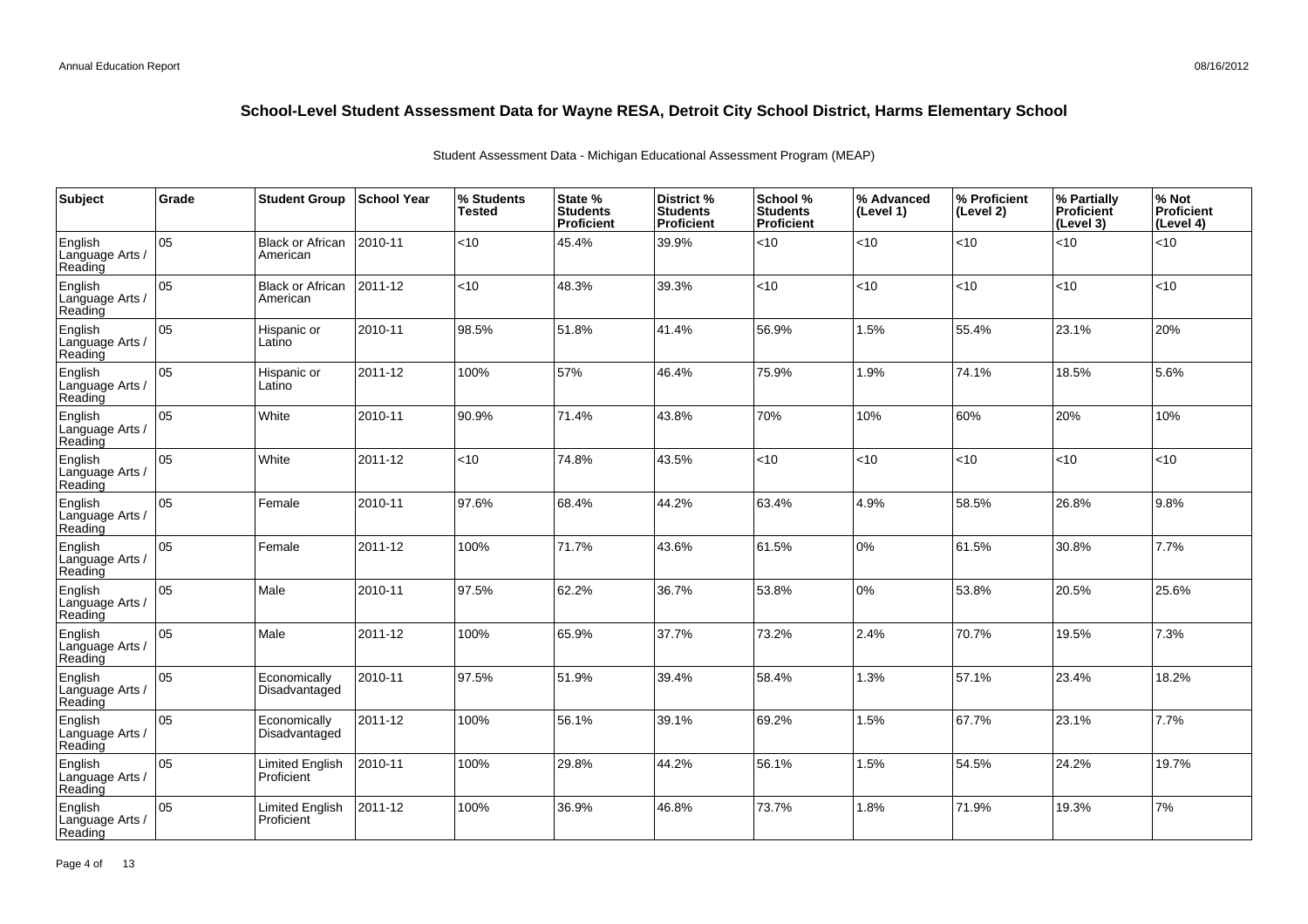## School-Level Student Assessment Data for Wayne RESA, Detroit City School District, Harms Elementary School

Student Assessment Data - Michigan Educational Assessment Program (MEAP)

| Subject | Grade | Student Group | School Year | % Students Tested | State % Students Proficient | District % Students Proficient | School % Students Proficient | % Advanced (Level 1) | % Proficient (Level 2) | % Partially Proficient (Level 3) | % Not Proficient (Level 4) |
|---|---|---|---|---|---|---|---|---|---|---|---|
| English Language Arts / Reading | 05 | Black or African American | 2010-11 | <10 | 45.4% | 39.9% | <10 | <10 | <10 | <10 | <10 |
| English Language Arts / Reading | 05 | Black or African American | 2011-12 | <10 | 48.3% | 39.3% | <10 | <10 | <10 | <10 | <10 |
| English Language Arts / Reading | 05 | Hispanic or Latino | 2010-11 | 98.5% | 51.8% | 41.4% | 56.9% | 1.5% | 55.4% | 23.1% | 20% |
| English Language Arts / Reading | 05 | Hispanic or Latino | 2011-12 | 100% | 57% | 46.4% | 75.9% | 1.9% | 74.1% | 18.5% | 5.6% |
| English Language Arts / Reading | 05 | White | 2010-11 | 90.9% | 71.4% | 43.8% | 70% | 10% | 60% | 20% | 10% |
| English Language Arts / Reading | 05 | White | 2011-12 | <10 | 74.8% | 43.5% | <10 | <10 | <10 | <10 | <10 |
| English Language Arts / Reading | 05 | Female | 2010-11 | 97.6% | 68.4% | 44.2% | 63.4% | 4.9% | 58.5% | 26.8% | 9.8% |
| English Language Arts / Reading | 05 | Female | 2011-12 | 100% | 71.7% | 43.6% | 61.5% | 0% | 61.5% | 30.8% | 7.7% |
| English Language Arts / Reading | 05 | Male | 2010-11 | 97.5% | 62.2% | 36.7% | 53.8% | 0% | 53.8% | 20.5% | 25.6% |
| English Language Arts / Reading | 05 | Male | 2011-12 | 100% | 65.9% | 37.7% | 73.2% | 2.4% | 70.7% | 19.5% | 7.3% |
| English Language Arts / Reading | 05 | Economically Disadvantaged | 2010-11 | 97.5% | 51.9% | 39.4% | 58.4% | 1.3% | 57.1% | 23.4% | 18.2% |
| English Language Arts / Reading | 05 | Economically Disadvantaged | 2011-12 | 100% | 56.1% | 39.1% | 69.2% | 1.5% | 67.7% | 23.1% | 7.7% |
| English Language Arts / Reading | 05 | Limited English Proficient | 2010-11 | 100% | 29.8% | 44.2% | 56.1% | 1.5% | 54.5% | 24.2% | 19.7% |
| English Language Arts / Reading | 05 | Limited English Proficient | 2011-12 | 100% | 36.9% | 46.8% | 73.7% | 1.8% | 71.9% | 19.3% | 7% |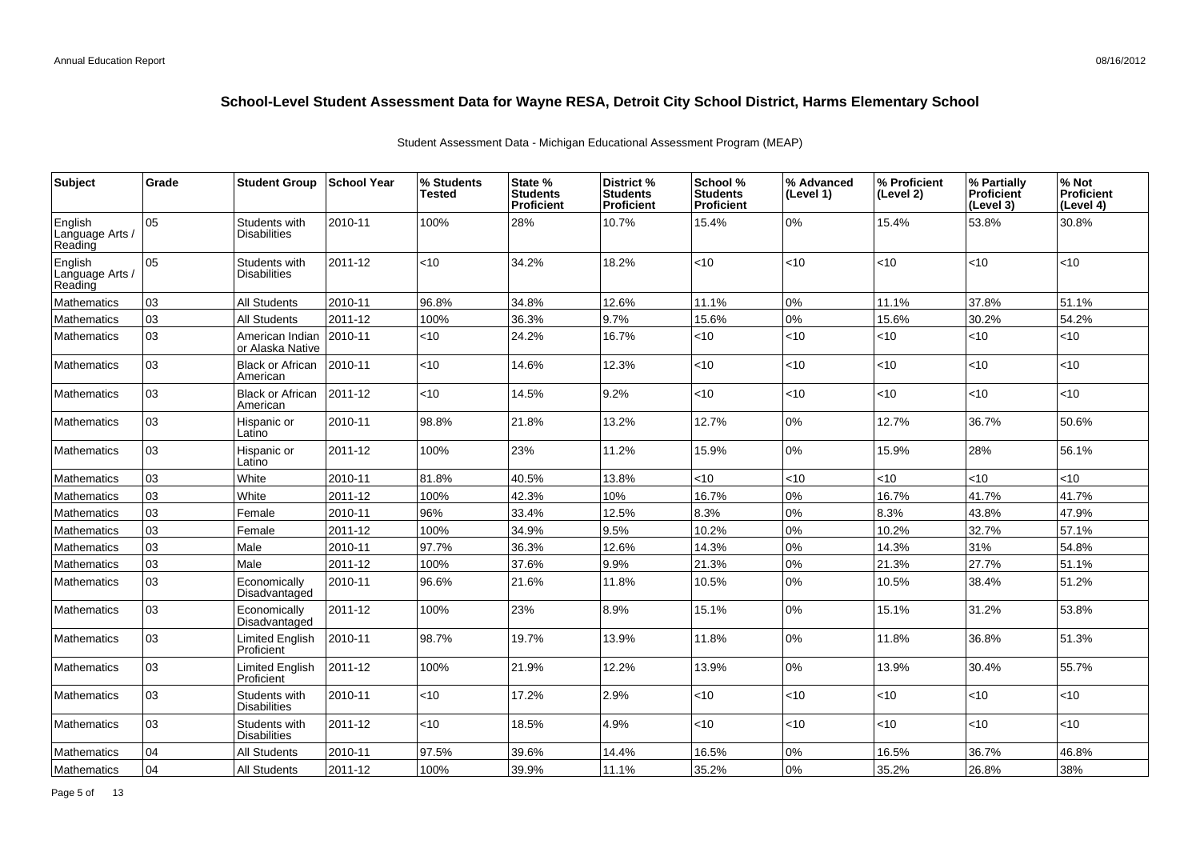## School-Level Student Assessment Data for Wayne RESA, Detroit City School District, Harms Elementary School

Student Assessment Data - Michigan Educational Assessment Program (MEAP)

| Subject | Grade | Student Group | School Year | % Students Tested | State % Students Proficient | District % Students Proficient | School % Students Proficient | % Advanced (Level 1) | % Proficient (Level 2) | % Partially Proficient (Level 3) | % Not Proficient (Level 4) |
|---|---|---|---|---|---|---|---|---|---|---|---|
| English Language Arts / Reading | 05 | Students with Disabilities | 2010-11 | 100% | 28% | 10.7% | 15.4% | 0% | 15.4% | 53.8% | 30.8% |
| English Language Arts / Reading | 05 | Students with Disabilities | 2011-12 | <10 | 34.2% | 18.2% | <10 | <10 | <10 | <10 | <10 |
| Mathematics | 03 | All Students | 2010-11 | 96.8% | 34.8% | 12.6% | 11.1% | 0% | 11.1% | 37.8% | 51.1% |
| Mathematics | 03 | All Students | 2011-12 | 100% | 36.3% | 9.7% | 15.6% | 0% | 15.6% | 30.2% | 54.2% |
| Mathematics | 03 | American Indian or Alaska Native | 2010-11 | <10 | 24.2% | 16.7% | <10 | <10 | <10 | <10 | <10 |
| Mathematics | 03 | Black or African American | 2010-11 | <10 | 14.6% | 12.3% | <10 | <10 | <10 | <10 | <10 |
| Mathematics | 03 | Black or African American | 2011-12 | <10 | 14.5% | 9.2% | <10 | <10 | <10 | <10 | <10 |
| Mathematics | 03 | Hispanic or Latino | 2010-11 | 98.8% | 21.8% | 13.2% | 12.7% | 0% | 12.7% | 36.7% | 50.6% |
| Mathematics | 03 | Hispanic or Latino | 2011-12 | 100% | 23% | 11.2% | 15.9% | 0% | 15.9% | 28% | 56.1% |
| Mathematics | 03 | White | 2010-11 | 81.8% | 40.5% | 13.8% | <10 | <10 | <10 | <10 | <10 |
| Mathematics | 03 | White | 2011-12 | 100% | 42.3% | 10% | 16.7% | 0% | 16.7% | 41.7% | 41.7% |
| Mathematics | 03 | Female | 2010-11 | 96% | 33.4% | 12.5% | 8.3% | 0% | 8.3% | 43.8% | 47.9% |
| Mathematics | 03 | Female | 2011-12 | 100% | 34.9% | 9.5% | 10.2% | 0% | 10.2% | 32.7% | 57.1% |
| Mathematics | 03 | Male | 2010-11 | 97.7% | 36.3% | 12.6% | 14.3% | 0% | 14.3% | 31% | 54.8% |
| Mathematics | 03 | Male | 2011-12 | 100% | 37.6% | 9.9% | 21.3% | 0% | 21.3% | 27.7% | 51.1% |
| Mathematics | 03 | Economically Disadvantaged | 2010-11 | 96.6% | 21.6% | 11.8% | 10.5% | 0% | 10.5% | 38.4% | 51.2% |
| Mathematics | 03 | Economically Disadvantaged | 2011-12 | 100% | 23% | 8.9% | 15.1% | 0% | 15.1% | 31.2% | 53.8% |
| Mathematics | 03 | Limited English Proficient | 2010-11 | 98.7% | 19.7% | 13.9% | 11.8% | 0% | 11.8% | 36.8% | 51.3% |
| Mathematics | 03 | Limited English Proficient | 2011-12 | 100% | 21.9% | 12.2% | 13.9% | 0% | 13.9% | 30.4% | 55.7% |
| Mathematics | 03 | Students with Disabilities | 2010-11 | <10 | 17.2% | 2.9% | <10 | <10 | <10 | <10 | <10 |
| Mathematics | 03 | Students with Disabilities | 2011-12 | <10 | 18.5% | 4.9% | <10 | <10 | <10 | <10 | <10 |
| Mathematics | 04 | All Students | 2010-11 | 97.5% | 39.6% | 14.4% | 16.5% | 0% | 16.5% | 36.7% | 46.8% |
| Mathematics | 04 | All Students | 2011-12 | 100% | 39.9% | 11.1% | 35.2% | 0% | 35.2% | 26.8% | 38% |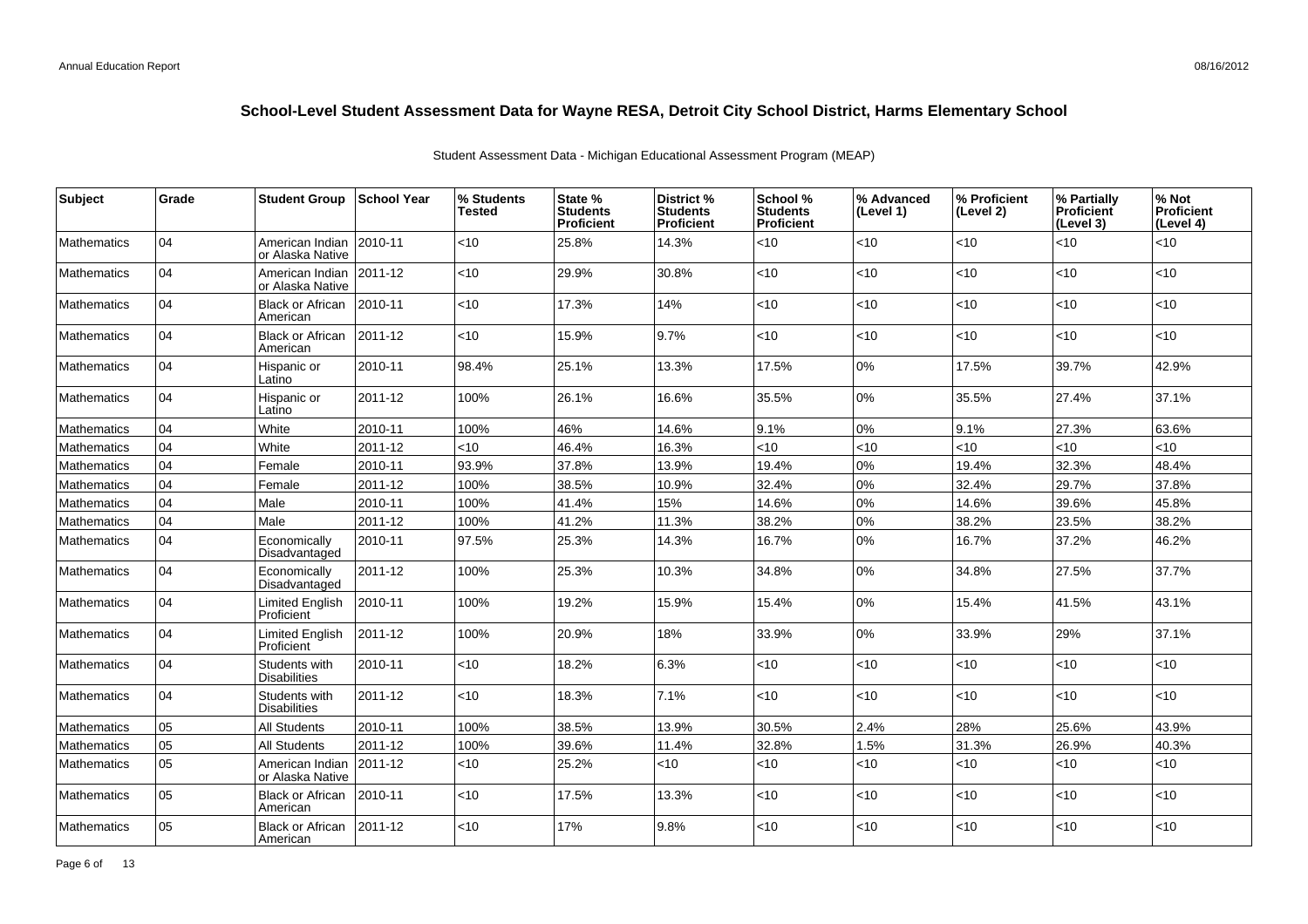# School-Level Student Assessment Data for Wayne RESA, Detroit City School District, Harms Elementary School

Student Assessment Data - Michigan Educational Assessment Program (MEAP)

| Subject | Grade | Student Group | School Year | % Students Tested | State % Students Proficient | District % Students Proficient | School % Students Proficient | % Advanced (Level 1) | % Proficient (Level 2) | % Partially Proficient (Level 3) | % Not Proficient (Level 4) |
|---|---|---|---|---|---|---|---|---|---|---|---|
| Mathematics | 04 | American Indian or Alaska Native | 2010-11 | <10 | 25.8% | 14.3% | <10 | <10 | <10 | <10 | <10 |
| Mathematics | 04 | American Indian or Alaska Native | 2011-12 | <10 | 29.9% | 30.8% | <10 | <10 | <10 | <10 | <10 |
| Mathematics | 04 | Black or African American | 2010-11 | <10 | 17.3% | 14% | <10 | <10 | <10 | <10 | <10 |
| Mathematics | 04 | Black or African American | 2011-12 | <10 | 15.9% | 9.7% | <10 | <10 | <10 | <10 | <10 |
| Mathematics | 04 | Hispanic or Latino | 2010-11 | 98.4% | 25.1% | 13.3% | 17.5% | 0% | 17.5% | 39.7% | 42.9% |
| Mathematics | 04 | Hispanic or Latino | 2011-12 | 100% | 26.1% | 16.6% | 35.5% | 0% | 35.5% | 27.4% | 37.1% |
| Mathematics | 04 | White | 2010-11 | 100% | 46% | 14.6% | 9.1% | 0% | 9.1% | 27.3% | 63.6% |
| Mathematics | 04 | White | 2011-12 | <10 | 46.4% | 16.3% | <10 | <10 | <10 | <10 | <10 |
| Mathematics | 04 | Female | 2010-11 | 93.9% | 37.8% | 13.9% | 19.4% | 0% | 19.4% | 32.3% | 48.4% |
| Mathematics | 04 | Female | 2011-12 | 100% | 38.5% | 10.9% | 32.4% | 0% | 32.4% | 29.7% | 37.8% |
| Mathematics | 04 | Male | 2010-11 | 100% | 41.4% | 15% | 14.6% | 0% | 14.6% | 39.6% | 45.8% |
| Mathematics | 04 | Male | 2011-12 | 100% | 41.2% | 11.3% | 38.2% | 0% | 38.2% | 23.5% | 38.2% |
| Mathematics | 04 | Economically Disadvantaged | 2010-11 | 97.5% | 25.3% | 14.3% | 16.7% | 0% | 16.7% | 37.2% | 46.2% |
| Mathematics | 04 | Economically Disadvantaged | 2011-12 | 100% | 25.3% | 10.3% | 34.8% | 0% | 34.8% | 27.5% | 37.7% |
| Mathematics | 04 | Limited English Proficient | 2010-11 | 100% | 19.2% | 15.9% | 15.4% | 0% | 15.4% | 41.5% | 43.1% |
| Mathematics | 04 | Limited English Proficient | 2011-12 | 100% | 20.9% | 18% | 33.9% | 0% | 33.9% | 29% | 37.1% |
| Mathematics | 04 | Students with Disabilities | 2010-11 | <10 | 18.2% | 6.3% | <10 | <10 | <10 | <10 | <10 |
| Mathematics | 04 | Students with Disabilities | 2011-12 | <10 | 18.3% | 7.1% | <10 | <10 | <10 | <10 | <10 |
| Mathematics | 05 | All Students | 2010-11 | 100% | 38.5% | 13.9% | 30.5% | 2.4% | 28% | 25.6% | 43.9% |
| Mathematics | 05 | All Students | 2011-12 | 100% | 39.6% | 11.4% | 32.8% | 1.5% | 31.3% | 26.9% | 40.3% |
| Mathematics | 05 | American Indian or Alaska Native | 2011-12 | <10 | 25.2% | <10 | <10 | <10 | <10 | <10 | <10 |
| Mathematics | 05 | Black or African American | 2010-11 | <10 | 17.5% | 13.3% | <10 | <10 | <10 | <10 | <10 |
| Mathematics | 05 | Black or African American | 2011-12 | <10 | 17% | 9.8% | <10 | <10 | <10 | <10 | <10 |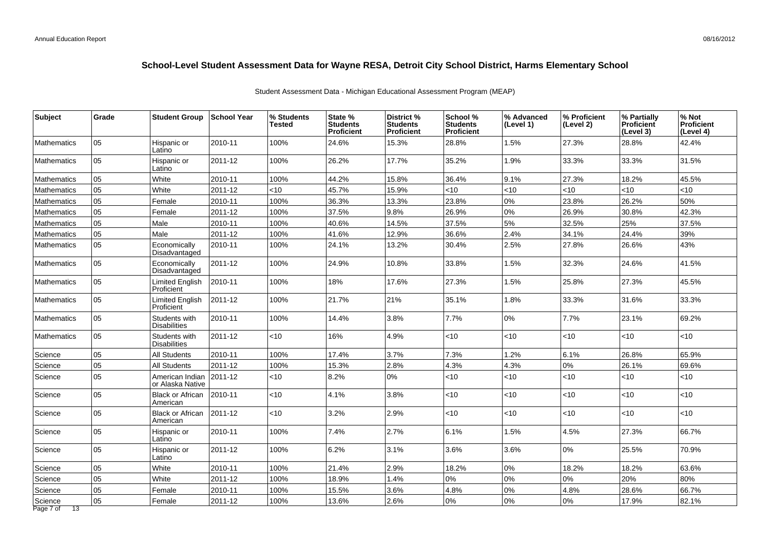# School-Level Student Assessment Data for Wayne RESA, Detroit City School District, Harms Elementary School

Student Assessment Data - Michigan Educational Assessment Program (MEAP)

| Subject | Grade | Student Group | School Year | % Students Tested | State % Students Proficient | District % Students Proficient | School % Students Proficient | % Advanced (Level 1) | % Proficient (Level 2) | % Partially Proficient (Level 3) | % Not Proficient (Level 4) |
|---|---|---|---|---|---|---|---|---|---|---|---|
| Mathematics | 05 | Hispanic or Latino | 2010-11 | 100% | 24.6% | 15.3% | 28.8% | 1.5% | 27.3% | 28.8% | 42.4% |
| Mathematics | 05 | Hispanic or Latino | 2011-12 | 100% | 26.2% | 17.7% | 35.2% | 1.9% | 33.3% | 33.3% | 31.5% |
| Mathematics | 05 | White | 2010-11 | 100% | 44.2% | 15.8% | 36.4% | 9.1% | 27.3% | 18.2% | 45.5% |
| Mathematics | 05 | White | 2011-12 | <10 | 45.7% | 15.9% | <10 | <10 | <10 | <10 | <10 |
| Mathematics | 05 | Female | 2010-11 | 100% | 36.3% | 13.3% | 23.8% | 0% | 23.8% | 26.2% | 50% |
| Mathematics | 05 | Female | 2011-12 | 100% | 37.5% | 9.8% | 26.9% | 0% | 26.9% | 30.8% | 42.3% |
| Mathematics | 05 | Male | 2010-11 | 100% | 40.6% | 14.5% | 37.5% | 5% | 32.5% | 25% | 37.5% |
| Mathematics | 05 | Male | 2011-12 | 100% | 41.6% | 12.9% | 36.6% | 2.4% | 34.1% | 24.4% | 39% |
| Mathematics | 05 | Economically Disadvantaged | 2010-11 | 100% | 24.1% | 13.2% | 30.4% | 2.5% | 27.8% | 26.6% | 43% |
| Mathematics | 05 | Economically Disadvantaged | 2011-12 | 100% | 24.9% | 10.8% | 33.8% | 1.5% | 32.3% | 24.6% | 41.5% |
| Mathematics | 05 | Limited English Proficient | 2010-11 | 100% | 18% | 17.6% | 27.3% | 1.5% | 25.8% | 27.3% | 45.5% |
| Mathematics | 05 | Limited English Proficient | 2011-12 | 100% | 21.7% | 21% | 35.1% | 1.8% | 33.3% | 31.6% | 33.3% |
| Mathematics | 05 | Students with Disabilities | 2010-11 | 100% | 14.4% | 3.8% | 7.7% | 0% | 7.7% | 23.1% | 69.2% |
| Mathematics | 05 | Students with Disabilities | 2011-12 | <10 | 16% | 4.9% | <10 | <10 | <10 | <10 | <10 |
| Science | 05 | All Students | 2010-11 | 100% | 17.4% | 3.7% | 7.3% | 1.2% | 6.1% | 26.8% | 65.9% |
| Science | 05 | All Students | 2011-12 | 100% | 15.3% | 2.8% | 4.3% | 4.3% | 0% | 26.1% | 69.6% |
| Science | 05 | American Indian or Alaska Native | 2011-12 | <10 | 8.2% | 0% | <10 | <10 | <10 | <10 | <10 |
| Science | 05 | Black or African American | 2010-11 | <10 | 4.1% | 3.8% | <10 | <10 | <10 | <10 | <10 |
| Science | 05 | Black or African American | 2011-12 | <10 | 3.2% | 2.9% | <10 | <10 | <10 | <10 | <10 |
| Science | 05 | Hispanic or Latino | 2010-11 | 100% | 7.4% | 2.7% | 6.1% | 1.5% | 4.5% | 27.3% | 66.7% |
| Science | 05 | Hispanic or Latino | 2011-12 | 100% | 6.2% | 3.1% | 3.6% | 3.6% | 0% | 25.5% | 70.9% |
| Science | 05 | White | 2010-11 | 100% | 21.4% | 2.9% | 18.2% | 0% | 18.2% | 18.2% | 63.6% |
| Science | 05 | White | 2011-12 | 100% | 18.9% | 1.4% | 0% | 0% | 0% | 20% | 80% |
| Science | 05 | Female | 2010-11 | 100% | 15.5% | 3.6% | 4.8% | 0% | 4.8% | 28.6% | 66.7% |
| Science | 05 | Female | 2011-12 | 100% | 13.6% | 2.6% | 0% | 0% | 0% | 17.9% | 82.1% |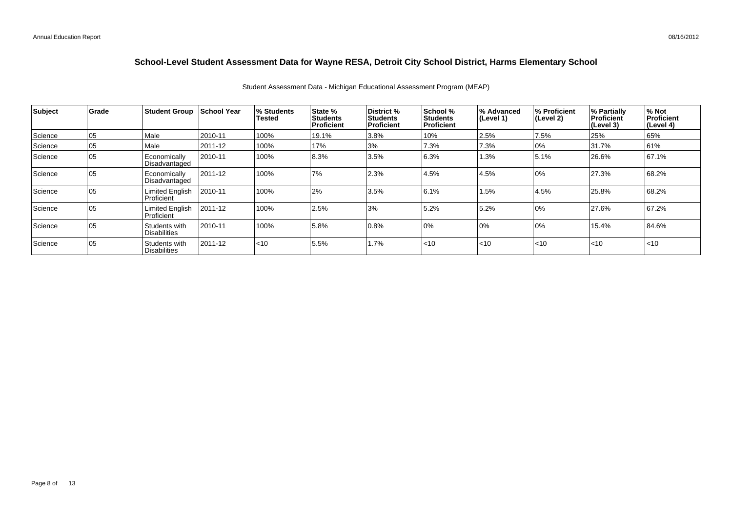# School-Level Student Assessment Data for Wayne RESA, Detroit City School District, Harms Elementary School

Student Assessment Data - Michigan Educational Assessment Program (MEAP)

| Subject | Grade | Student Group | School Year | % Students Tested | State % Students Proficient | District % Students Proficient | School % Students Proficient | % Advanced (Level 1) | % Proficient (Level 2) | % Partially Proficient (Level 3) | % Not Proficient (Level 4) |
|---|---|---|---|---|---|---|---|---|---|---|---|
| Science | 05 | Male | 2010-11 | 100% | 19.1% | 3.8% | 10% | 2.5% | 7.5% | 25% | 65% |
| Science | 05 | Male | 2011-12 | 100% | 17% | 3% | 7.3% | 7.3% | 0% | 31.7% | 61% |
| Science | 05 | Economically Disadvantaged | 2010-11 | 100% | 8.3% | 3.5% | 6.3% | 1.3% | 5.1% | 26.6% | 67.1% |
| Science | 05 | Economically Disadvantaged | 2011-12 | 100% | 7% | 2.3% | 4.5% | 4.5% | 0% | 27.3% | 68.2% |
| Science | 05 | Limited English Proficient | 2010-11 | 100% | 2% | 3.5% | 6.1% | 1.5% | 4.5% | 25.8% | 68.2% |
| Science | 05 | Limited English Proficient | 2011-12 | 100% | 2.5% | 3% | 5.2% | 5.2% | 0% | 27.6% | 67.2% |
| Science | 05 | Students with Disabilities | 2010-11 | 100% | 5.8% | 0.8% | 0% | 0% | 0% | 15.4% | 84.6% |
| Science | 05 | Students with Disabilities | 2011-12 | <10 | 5.5% | 1.7% | <10 | <10 | <10 | <10 | <10 |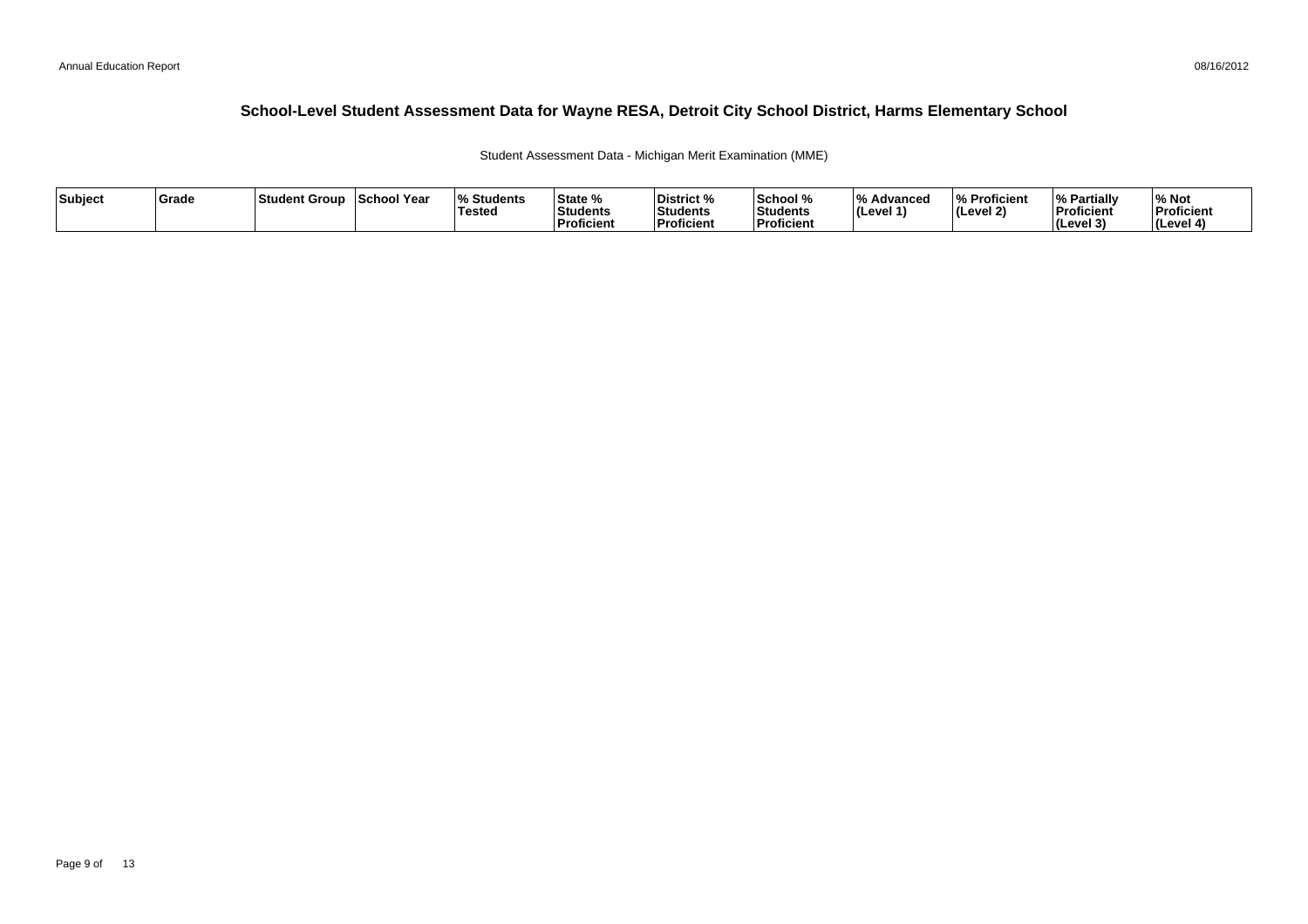# School-Level Student Assessment Data for Wayne RESA, Detroit City School District, Harms Elementary School

Student Assessment Data - Michigan Merit Examination (MME)

| Subject | Grade | Student Group | School Year | % Students Tested | State % Students Proficient | District % Students Proficient | School % Students Proficient | % Advanced (Level 1) | % Proficient (Level 2) | % Partially Proficient (Level 3) | % Not Proficient (Level 4) |
|---|---|---|---|---|---|---|---|---|---|---|---|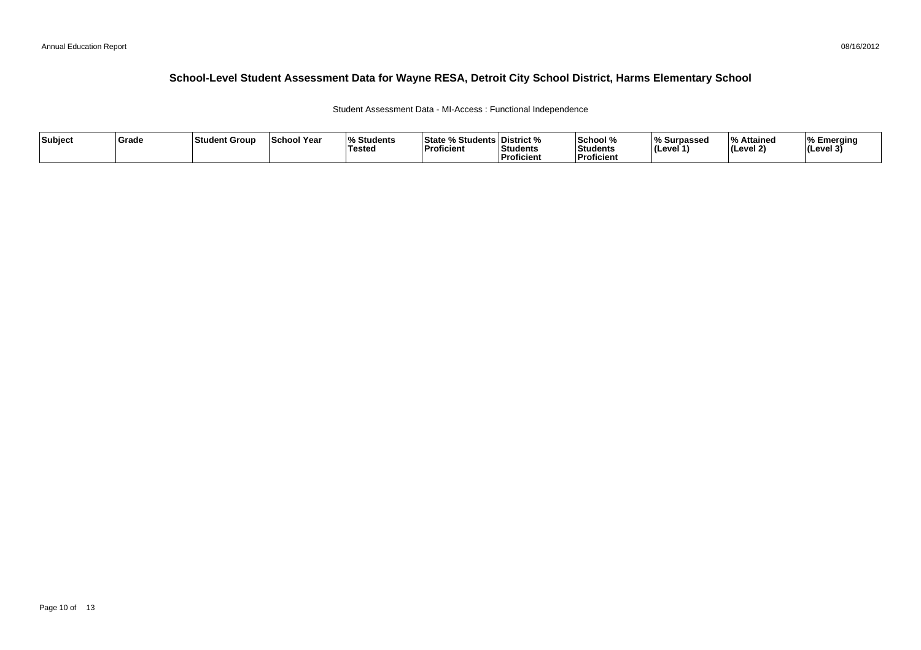# School-Level Student Assessment Data for Wayne RESA, Detroit City School District, Harms Elementary School

Student Assessment Data - MI-Access : Functional Independence

| Subject | Grade | Student Group | School Year | % Students Tested | State % Students Proficient | District % Students Proficient | School % Students Proficient | % Surpassed (Level 1) | % Attained (Level 2) | % Emerging (Level 3) |
|---|---|---|---|---|---|---|---|---|---|---|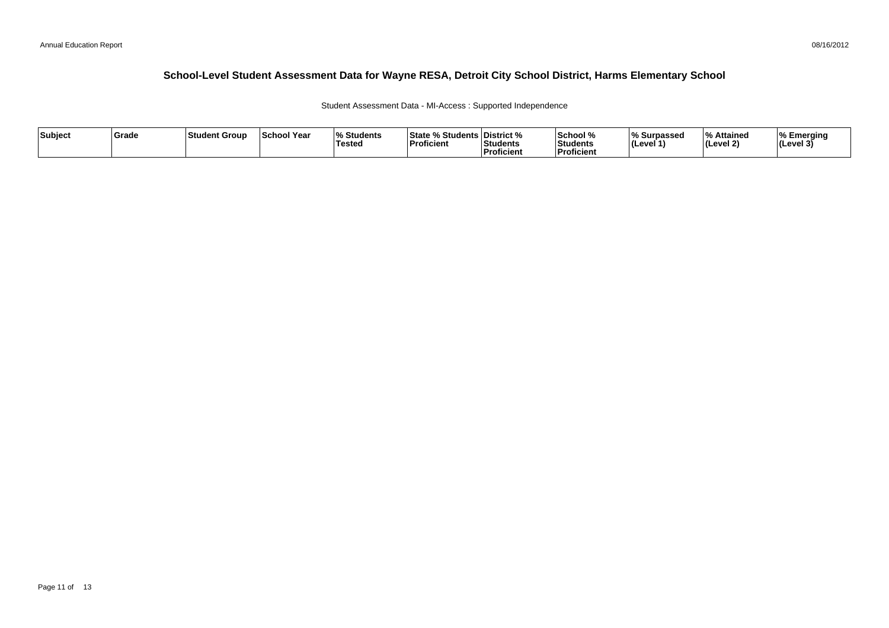## School-Level Student Assessment Data for Wayne RESA, Detroit City School District, Harms Elementary School

Student Assessment Data - MI-Access : Supported Independence

| Subject | Grade | Student Group | School Year | % Students Tested | State % Students Proficient | District % Students Proficient | School % Students Proficient | % Surpassed (Level 1) | % Attained (Level 2) | % Emerging (Level 3) |
|---|---|---|---|---|---|---|---|---|---|---|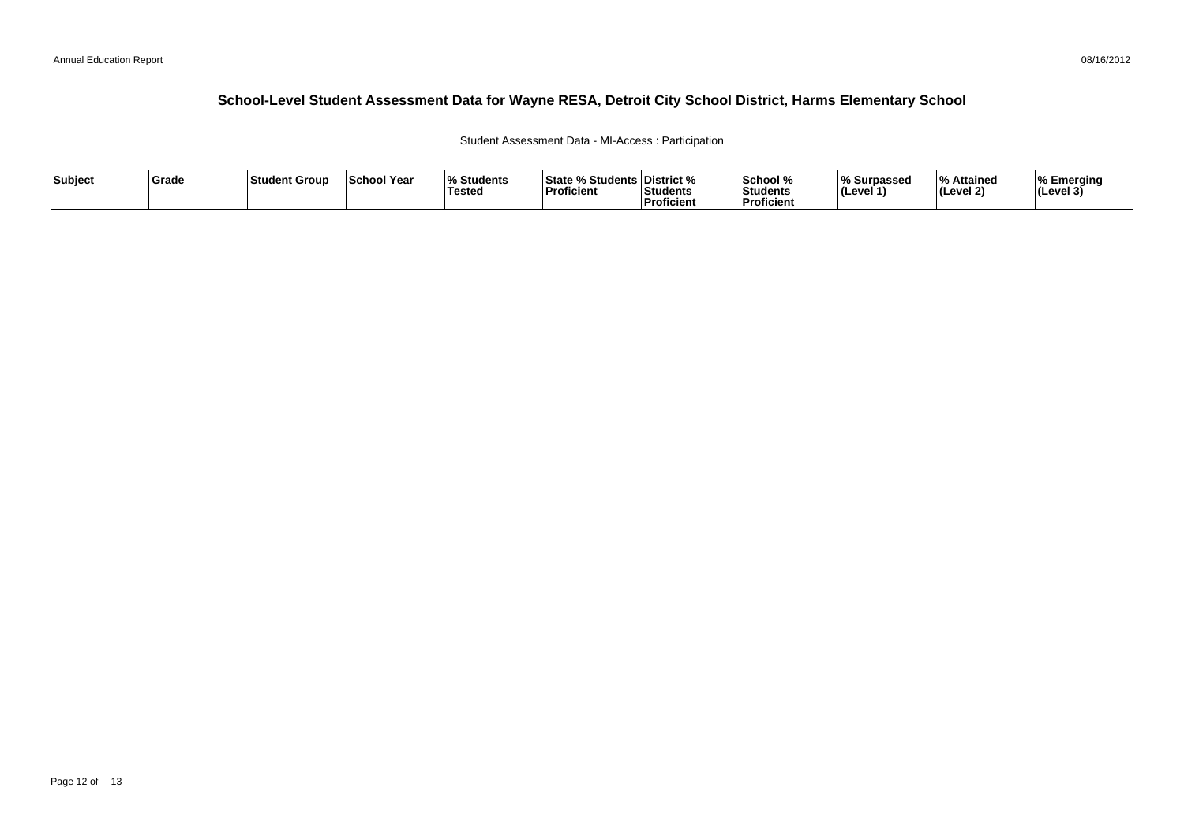# School-Level Student Assessment Data for Wayne RESA, Detroit City School District, Harms Elementary School

Student Assessment Data - MI-Access : Participation

| Subject | Grade | Student Group | School Year | % Students Tested | State % Students Proficient | District % Students Proficient | School % Students Proficient | % Surpassed (Level 1) | % Attained (Level 2) | % Emerging (Level 3) |
|---|---|---|---|---|---|---|---|---|---|---|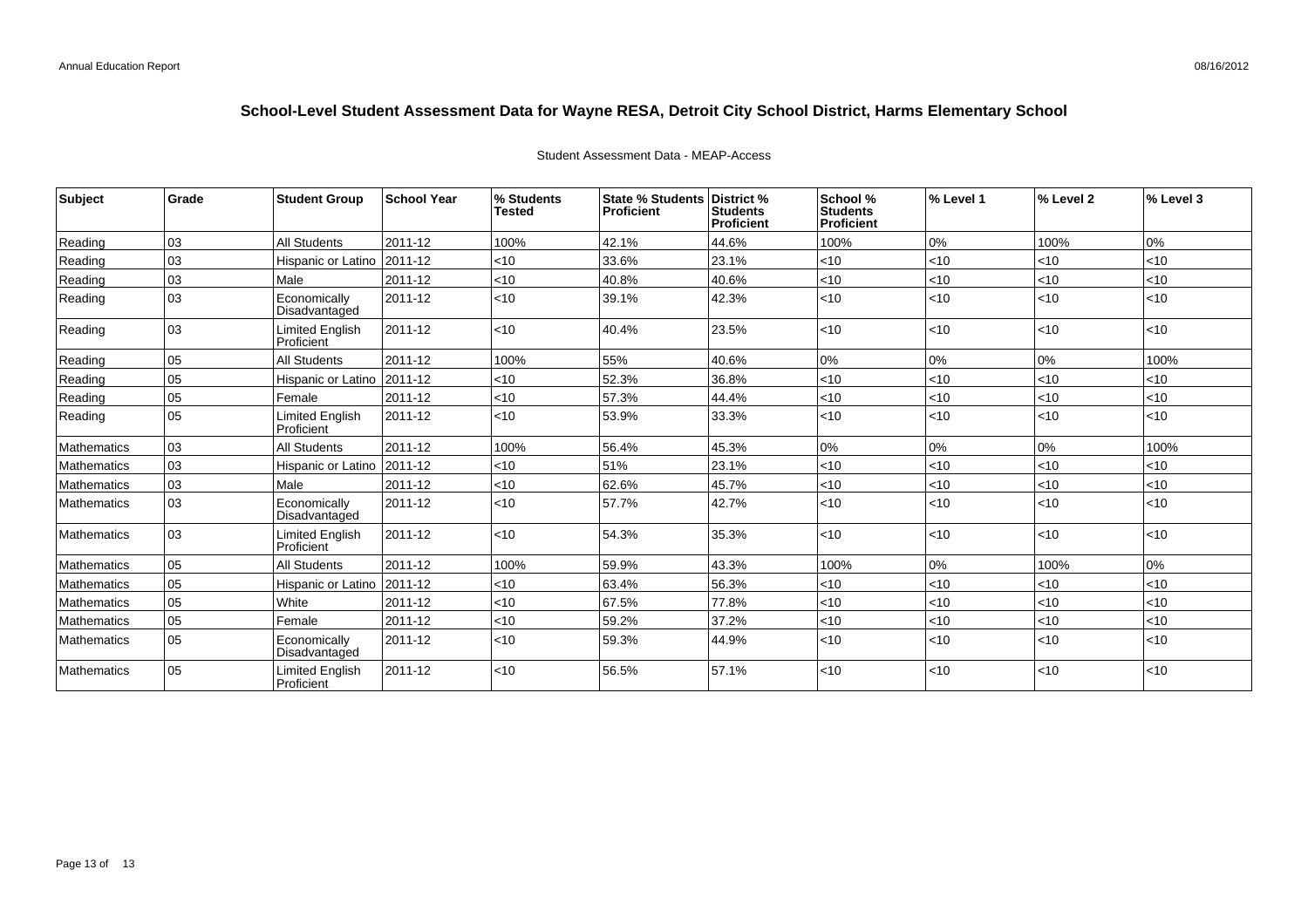# School-Level Student Assessment Data for Wayne RESA, Detroit City School District, Harms Elementary School

Student Assessment Data - MEAP-Access

| Subject | Grade | Student Group | School Year | % Students Tested | State % Students Proficient | District % Students Proficient | School % Students Proficient | % Level 1 | % Level 2 | % Level 3 |
|---|---|---|---|---|---|---|---|---|---|---|
| Reading | 03 | All Students | 2011-12 | 100% | 42.1% | 44.6% | 100% | 0% | 100% | 0% |
| Reading | 03 | Hispanic or Latino | 2011-12 | <10 | 33.6% | 23.1% | <10 | <10 | <10 | <10 |
| Reading | 03 | Male | 2011-12 | <10 | 40.8% | 40.6% | <10 | <10 | <10 | <10 |
| Reading | 03 | Economically Disadvantaged | 2011-12 | <10 | 39.1% | 42.3% | <10 | <10 | <10 | <10 |
| Reading | 03 | Limited English Proficient | 2011-12 | <10 | 40.4% | 23.5% | <10 | <10 | <10 | <10 |
| Reading | 05 | All Students | 2011-12 | 100% | 55% | 40.6% | 0% | 0% | 0% | 100% |
| Reading | 05 | Hispanic or Latino | 2011-12 | <10 | 52.3% | 36.8% | <10 | <10 | <10 | <10 |
| Reading | 05 | Female | 2011-12 | <10 | 57.3% | 44.4% | <10 | <10 | <10 | <10 |
| Reading | 05 | Limited English Proficient | 2011-12 | <10 | 53.9% | 33.3% | <10 | <10 | <10 | <10 |
| Mathematics | 03 | All Students | 2011-12 | 100% | 56.4% | 45.3% | 0% | 0% | 0% | 100% |
| Mathematics | 03 | Hispanic or Latino | 2011-12 | <10 | 51% | 23.1% | <10 | <10 | <10 | <10 |
| Mathematics | 03 | Male | 2011-12 | <10 | 62.6% | 45.7% | <10 | <10 | <10 | <10 |
| Mathematics | 03 | Economically Disadvantaged | 2011-12 | <10 | 57.7% | 42.7% | <10 | <10 | <10 | <10 |
| Mathematics | 03 | Limited English Proficient | 2011-12 | <10 | 54.3% | 35.3% | <10 | <10 | <10 | <10 |
| Mathematics | 05 | All Students | 2011-12 | 100% | 59.9% | 43.3% | 100% | 0% | 100% | 0% |
| Mathematics | 05 | Hispanic or Latino | 2011-12 | <10 | 63.4% | 56.3% | <10 | <10 | <10 | <10 |
| Mathematics | 05 | White | 2011-12 | <10 | 67.5% | 77.8% | <10 | <10 | <10 | <10 |
| Mathematics | 05 | Female | 2011-12 | <10 | 59.2% | 37.2% | <10 | <10 | <10 | <10 |
| Mathematics | 05 | Economically Disadvantaged | 2011-12 | <10 | 59.3% | 44.9% | <10 | <10 | <10 | <10 |
| Mathematics | 05 | Limited English Proficient | 2011-12 | <10 | 56.5% | 57.1% | <10 | <10 | <10 | <10 |